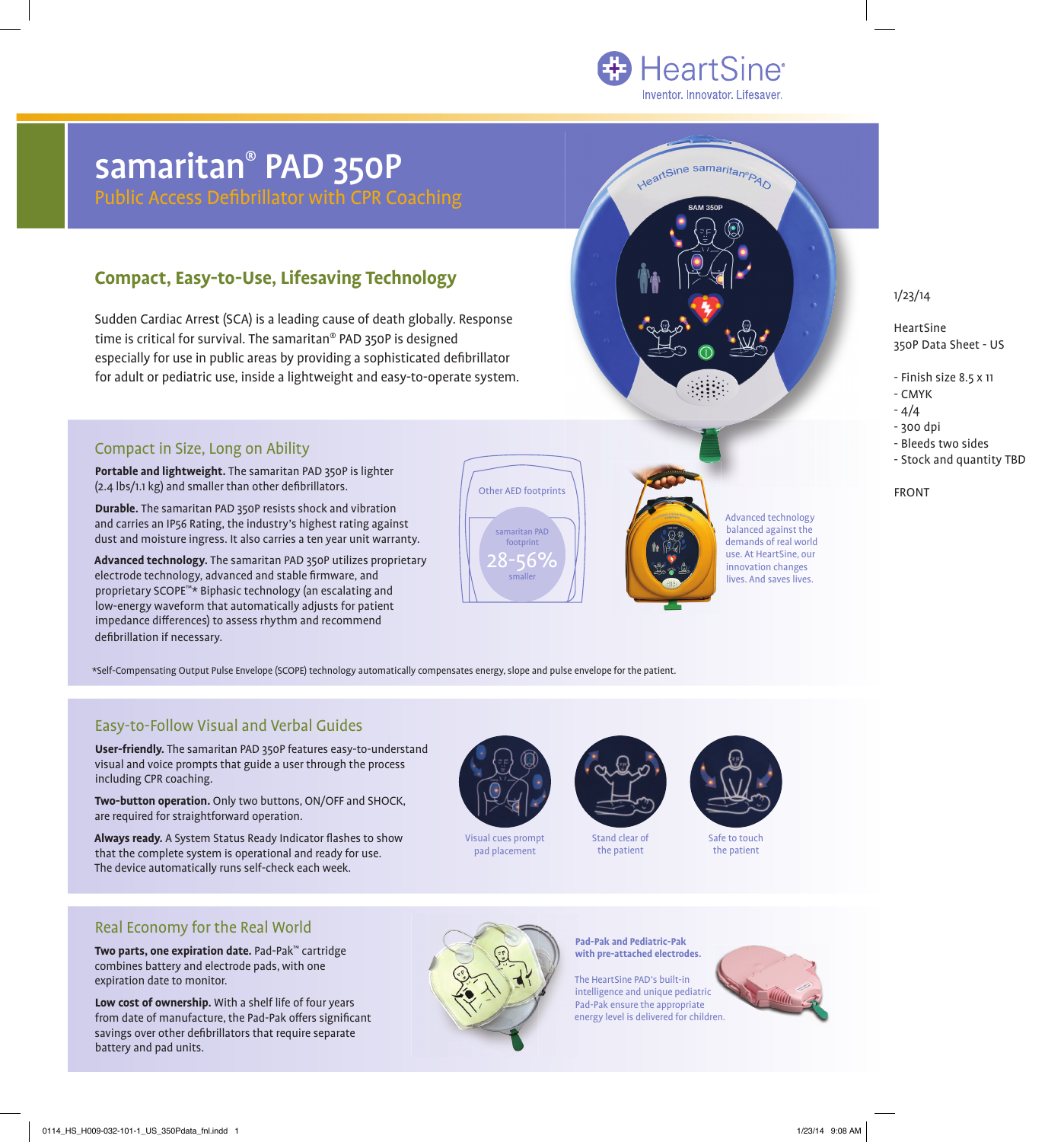HeartSine

Inventor. Innovator. Lifesaver.

# samaritan® PAD 350P

## Public Access Defibrillator with CPR Coaching

## Compact, Easy-to-Use, Lifesaving Technology

Sudden Cardiac Arrest (SCA) is a leading cause of death globally. Response time is critical for survival. The samaritan® PAD 350P is designed especially for use in public areas by providing a sophisticated defibrillator for adult or pediatric use, inside a lightweight and easy-to-operate system.

### Compact in Size, Long on Ability

**Portable and lightweight.** The samaritan PAD 350P is lighter (2.4 lbs/1.1 kg) and smaller than other defibrillators.

**Durable.** The samaritan PAD 350P resists shock and vibration and carries an IP56 Rating, the industry's highest rating against dust and moisture ingress. It also carries a ten year unit warranty.

**Advanced technology.** The samaritan PAD 350P utilizes proprietary electrode technology, advanced and stable firmware, and proprietary SCOPE™* Biphasic technology (an escalating and low-energy waveform that automatically adjusts for patient impedance differences) to assess rhythm and recommend defibrillation if necessary.

Other AED footprints

samaritan PAD footprint 28-56% smaller

Advanced technology balanced against the demands of real world use. At HeartSine, our innovation changes lives. And saves lives.

*Self-Compensating Output Pulse Envelope (SCOPE) technology automatically compensates energy, slope and pulse envelope for the patient.

### Easy-to-Follow Visual and Verbal Guides

**User-friendly.** The samaritan PAD 350P features easy-to-understand visual and voice prompts that guide a user through the process including CPR coaching.

**Two-button operation.** Only two buttons, ON/OFF and SHOCK, are required for straightforward operation.

**Always ready.** A System Status Ready Indicator flashes to show that the complete system is operational and ready for use. The device automatically runs self-check each week.

Visual cues prompt pad placement

Stand clear of the patient

Safe to touch the patient

### Real Economy for the Real World

**Two parts, one expiration date.** Pad-Pak™ cartridge combines battery and electrode pads, with one expiration date to monitor.

**Low cost of ownership.** With a shelf life of four years from date of manufacture, the Pad-Pak offers significant savings over other defibrillators that require separate battery and pad units.

**Pad-Pak and Pediatric-Pak with pre-attached electrodes.**

The HeartSine PAD's built-in intelligence and unique pediatric Pad-Pak ensure the appropriate energy level is delivered for children.

1/23/14

HeartSine
350P Data Sheet - US

- Finish size 8.5 x 11
- CMYK
- 4/4
- 300 dpi
- Bleeds two sides
- Stock and quantity TBD

FRONT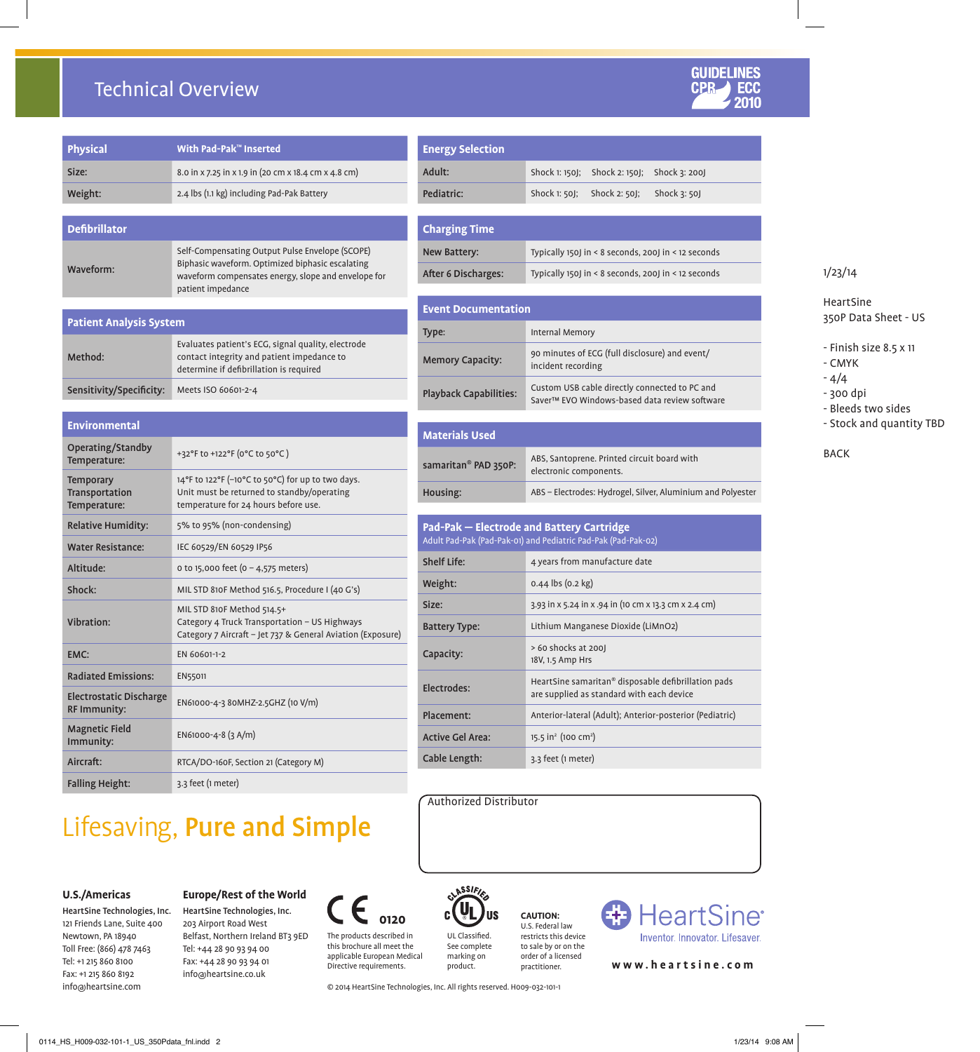# Technical Overview

GUIDELINES CPR ECC 2010

| Physical | With Pad-Pak™ Inserted |
|---|---|
| Size: | 8.0 in x 7.25 in x 1.9 in (20 cm x 18.4 cm x 4.8 cm) |
| Weight: | 2.4 lbs (1.1 kg) including Pad-Pak Battery |

| Defibrillator | |
|---|---|
| Waveform: | Self-Compensating Output Pulse Envelope (SCOPE) Biphasic waveform. Optimized biphasic escalating waveform compensates energy, slope and envelope for patient impedance |

| Patient Analysis System | |
|---|---|
| Method: | Evaluates patient's ECG, signal quality, electrode contact integrity and patient impedance to determine if defibrillation is required |
| Sensitivity/Specificity: | Meets ISO 60601-2-4 |

| Environmental | |
|---|---|
| Operating/Standby Temperature: | +32°F to +122°F (0°C to 50°C ) |
| Temporary Transportation Temperature: | 14°F to 122°F (–10°C to 50°C) for up to two days. Unit must be returned to standby/operating temperature for 24 hours before use. |
| Relative Humidity: | 5% to 95% (non-condensing) |
| Water Resistance: | IEC 60529/EN 60529 IP56 |
| Altitude: | 0 to 15,000 feet (0 – 4,575 meters) |
| Shock: | MIL STD 810F Method 516.5, Procedure I (40 G's) |
| Vibration: | MIL STD 810F Method 514.5+ Category 4 Truck Transportation – US Highways Category 7 Aircraft – Jet 737 & General Aviation (Exposure) |
| EMC: | EN 60601-1-2 |
| Radiated Emissions: | EN55011 |
| Electrostatic Discharge RF Immunity: | EN61000-4-3 80MHZ-2.5GHZ (10 V/m) |
| Magnetic Field Immunity: | EN61000-4-8 (3 A/m) |
| Aircraft: | RTCA/DO-160F, Section 21 (Category M) |
| Falling Height: | 3.3 feet (1 meter) |

| Energy Selection | | | |
|---|---|---|---|
| Adult: | Shock 1: 150J; | Shock 2: 150J; | Shock 3: 200J |
| Pediatric: | Shock 1: 50J; | Shock 2: 50J; | Shock 3: 50J |

| Charging Time | |
|---|---|
| New Battery: | Typically 150J in < 8 seconds, 200J in < 12 seconds |
| After 6 Discharges: | Typically 150J in < 8 seconds, 200J in < 12 seconds |

| Event Documentation | |
|---|---|
| Type: | Internal Memory |
| Memory Capacity: | 90 minutes of ECG (full disclosure) and event/ incident recording |
| Playback Capabilities: | Custom USB cable directly connected to PC and Saver™ EVO Windows-based data review software |

| Materials Used | |
|---|---|
| samaritan® PAD 350P: | ABS, Santoprene. Printed circuit board with electronic components. |
| Housing: | ABS – Electrodes: Hydrogel, Silver, Aluminium and Polyester |

| Pad-Pak — Electrode and Battery Cartridge<br>Adult Pad-Pak (Pad-Pak-01) and Pediatric Pad-Pak (Pad-Pak-02) | |
|---|---|
| Shelf Life: | 4 years from manufacture date |
| Weight: | 0.44 lbs (0.2 kg) |
| Size: | 3.93 in x 5.24 in x .94 in (10 cm x 13.3 cm x 2.4 cm) |
| Battery Type: | Lithium Manganese Dioxide ($LiMnO_2$) |
| Capacity: | > 60 shocks at 200J<br>18V, 1.5 Amp Hrs |
| Electrodes: | HeartSine samaritan® disposable defibrillation pads are supplied as standard with each device |
| Placement: | Anterior-lateral (Adult); Anterior-posterior (Pediatric) |
| Active Gel Area: | 15.5 in² (100 cm²) |
| Cable Length: | 3.3 feet (1 meter) |

Authorized Distributor

## Lifesaving, **Pure and Simple**

**U.S./Americas**
HeartSine Technologies, Inc.
121 Friends Lane, Suite 400
Newtown, PA 18940
Toll Free: (866) 478 7463
Tel: +1 215 860 8100
Fax: +1 215 860 8192
info@heartsine.com

**Europe/Rest of the World**
HeartSine Technologies, Inc.
203 Airport Road West
Belfast, Northern Ireland BT3 9ED
Tel: +44 28 90 93 94 00
Fax: +44 28 90 93 94 01
info@heartsine.co.uk

CE 0120
The products described in this brochure all meet the applicable European Medical Directive requirements.

UL Classified. See complete marking on product.

**CAUTION:** U.S. Federal law restricts this device to sale by or on the order of a licensed practitioner.

HeartSine
Inventor. Innovator. Lifesaver.
www.heartsine.com

© 2014 HeartSine Technologies, Inc. All rights reserved. H009-032-101-1

1/23/14

HeartSine
350P Data Sheet - US

- Finish size 8.5 x 11
- CMYK
- 4/4
- 300 dpi
- Bleeds two sides
- Stock and quantity TBD

BACK